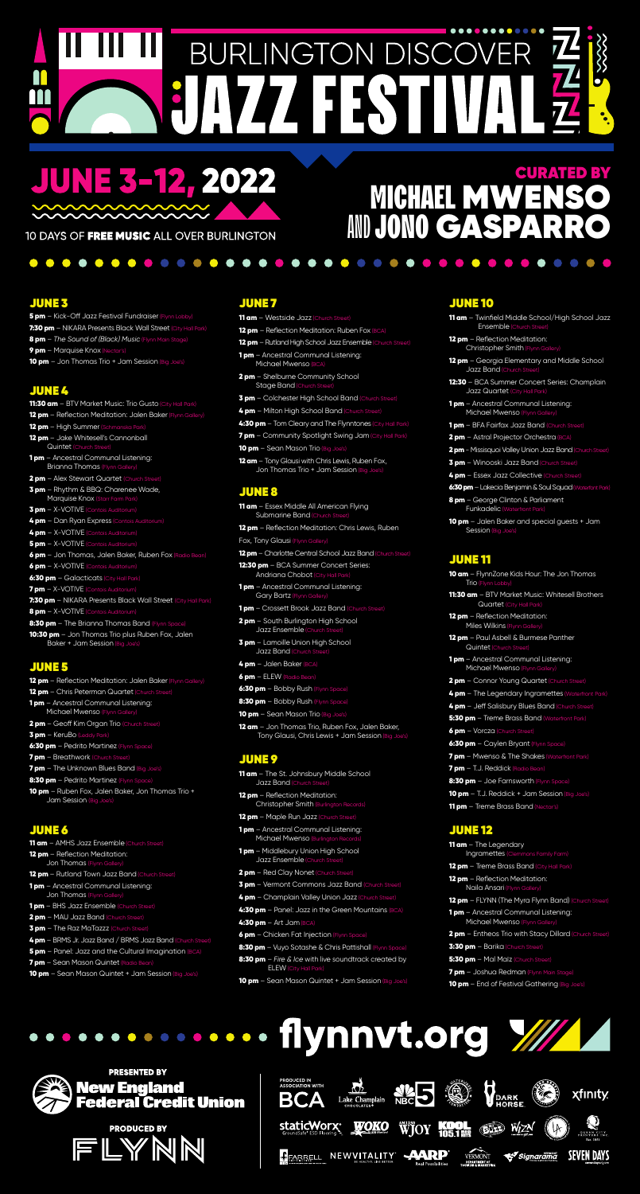# BURLINGTON DISCOVER JAZZ FESTIVAL

## JUNE 3-12, 2022

10 DAYS OF **FREE MUSIC** ALL OVER BURLINGTON

CURATED BY MICHAEL MWENSO AND JONO GASPARRO

### JUNE 3

- **5 pm** – Kick-Off Jazz Festival Fundraiser (Flynn Lobby)
- **7:30 pm** – NIKARA Presents Black Wall Street (City Hall Park)
- **8 pm** – *The Sound of (Black) Music* (Flynn Main Stage)
- **9 pm** – Marquise Knox (Nectar's)
- **10 pm** – Jon Thomas Trio + Jam Session (Big Joe's)

### JUNE 4

- **11:30 am** – BTV Market Music: Trio Gusto (City Hall Park)
- **12 pm** – Reflection Meditation: Jalen Baker (Flynn Gallery)
- **12 pm** – High Summer (Schmanska Park)
- **12 pm** – Jake Whitesell's Cannonball Quintet (Church Street)
- **1 pm** – Ancestral Communal Listening: Brianna Thomas (Flynn Gallery)
- **2 pm** – Alex Stewart Quartet (Church Street)
- **3 pm** – Rhythm & BBQ: Charenee Wade, Marquise Knox (Stern Farm Park)
- **3 pm** – X-VOTIVE (Contois Auditorium)
- **4 pm** – Dan Ryan Express (Contois Auditorium)
- **4 pm** – X-VOTIVE (Contois Auditorium)
- **5 pm** – X-VOTIVE (Contois Auditorium)
- **6 pm** – Jon Thomas, Jalen Baker, Ruben Fox (Radio Bean)
- **6 pm** – X-VOTIVE (Contois Auditorium)
- **6:30 pm** – Galacticats (City Hall Park)
- **7 pm** – X-VOTIVE (Contois Auditorium)
- **7:30 pm** – NIKARA Presents Black Wall Street (City Hall Park)
- **8 pm** – X-VOTIVE (Contois Auditorium)
- **8:30 pm** – The Brianna Thomas Band (Flynn Space)
- **10:30 pm** – Jon Thomas Trio plus Ruben Fox, Jalen Baker + Jam Session (Big Joe's)

### JUNE 5

- **12 pm** – Reflection Meditation: Jalen Baker (Flynn Gallery)
- **12 pm** – Chris Peterman Quartet (Church Street)
- **1 pm** – Ancestral Communal Listening: Michael Mwenso (Flynn Gallery)
- **2 pm** – Geoff Kim Organ Trio (Church Street)
- **3 pm** – KeruBo (Leddy Park)
- **6:30 pm** – Pedrito Martinez (Flynn Space)
- **7 pm** – Breathwork (Church Street)
- **7 pm** – The Unknown Blues Band (Big Joe's)
- **8:30 pm** – Pedrito Martinez (Flynn Space)
- **10 pm** – Ruben Fox, Jalen Baker, Jon Thomas Trio + Jam Session (Big Joe's)

### JUNE 6

- **11 am** – AMHS Jazz Ensemble (Church Street)
- **12 pm** – Reflection Meditation: Jon Thomas (Flynn Gallery)
- **12 pm** – Rutland Town Jazz Band (Church Street)
- **1 pm** – Ancestral Communal Listening: Jon Thomas (Flynn Gallery)
- **1 pm** – BHS Jazz Ensemble (Church Street)
- **2 pm** – MAU Jazz Band (Church Street)
- **3 pm** – The Raz MaTazzz (Church Street)
- **4 pm** – BRMS Jr. Jazz Band / BRMS Jazz Band (Church Street)
- **5 pm** – Panel: Jazz and the Cultural Imagination (BCA)
- **7 pm** – Sean Mason Quintet (Radio Bean)
- **10 pm** – Sean Mason Quintet + Jam Session (Big Joe's)

### JUNE 7

- **11 am** – Westside Jazz (Church Street)
- **12 pm** – Reflection Meditation: Ruben Fox (BCA)
- **12 pm** – Rutland High School Jazz Ensemble (Church Street)
- **1 pm** – Ancestral Communal Listening: Michael Mwenso (BCA)
- **2 pm** – Shelburne Community School Stage Band (Church Street)
- **3 pm** – Colchester High School Band (Church Street)
- **4 pm** – Milton High School Band (Church Street)
- **4:30 pm** – Tom Cleary and The Flynntones (City Hall Park)
- **7 pm** – Community Spotlight Swing Jam (City Hall Park)
- **10 pm** – Sean Mason Trio (Big Joe's)
- **12 am** – Tony Glausi with Chris Lewis, Ruben Fox, Jon Thomas Trio + Jam Session (Big Joe's)

### JUNE 8

- **11 am** – Essex Middle All American Flying Submarine Band (Church Street)
- **12 pm** – Reflection Meditation: Chris Lewis, Ruben Fox, Tony Glausi (Flynn Gallery)
- **12 pm** – Charlotte Central School Jazz Band (Church Street)
- **12:30 pm** – BCA Summer Concert Series: Andriana Chobot (City Hall Park)
- **1 pm** – Ancestral Communal Listening: Gary Bartz (Flynn Gallery)
- **1 pm** – Crossett Brook Jazz Band (Church Street)
- **2 pm** – South Burlington High School Jazz Ensemble (Church Street)
- **3 pm** – Lamoille Union High School Jazz Band (Church Street)
- **4 pm** – Jalen Baker (BCA)
- **6 pm** – ELEW (Radio Bean)
- **6:30 pm** – Bobby Rush (Flynn Space)
- **8:30 pm** – Bobby Rush (Flynn Space)
- **10 pm** – Sean Mason Trio (Big Joe's)
- **12 am** – Jon Thomas Trio, Ruben Fox, Jalen Baker, Tony Glausi, Chris Lewis + Jam Session (Big Joe's)

### JUNE 9

- **11 am** – The St. Johnsbury Middle School Jazz Band (Church Street)
- **12 pm** – Reflection Meditation: Christopher Smith (Burlington Records)
- **12 pm** – Maple Run Jazz (Church Street)
- **1 pm** – Ancestral Communal Listening: Michael Mwenso (Burlington Records)
- **1 pm** – Middlebury Union High School Jazz Ensemble (Church Street)
- **2 pm** – Red Clay Nonet (Church Street)
- **3 pm** – Vermont Commons Jazz Band (Church Street)
- **4 pm** – Champlain Valley Union Jazz (Church Street)
- **4:30 pm** – Panel: Jazz in the Green Mountains (BCA)
- **4:30 pm** – Art Jam (BCA)
- **6 pm** – Chicken Fat Injection (Flynn Space)
- **8:30 pm** – Vuyo Sotashe & Chris Pattishall (Flynn Space)
- **8:30 pm** – *Fire & Ice* with live soundtrack created by ELEW (City Hall Park)
- **10 pm** – Sean Mason Quintet + Jam Session (Big Joe's)

### JUNE 10

- **11 am** – Twinfield Middle School/High School Jazz Ensemble (Church Street)
- **12 pm** – Reflection Meditation: Christopher Smith (Flynn Gallery)
- **12 pm** – Georgia Elementary and Middle School Jazz Band (Church Street)
- **12:30** – BCA Summer Concert Series: Champlain Jazz Quartet (City Hall Park)
- **1 pm** – Ancestral Communal Listening: Michael Mwenso (Flynn Gallery)
- **1 pm** – BFA Fairfax Jazz Band (Church Street)
- **2 pm** – Astral Projector Orchestra (BCA)
- **2 pm** - Missisquoi Valley Union Jazz Band (Church Street)
- **3 pm** – Winooski Jazz Band (Church Street)
- **4 pm** – Essex Jazz Collective (Church Street)
- **6:30 pm** – Lakecia Benjamin & Soul Squad (Waterfront Park)
- **8 pm** – George Clinton & Parliament Funkadelic (Waterfront Park)
- **10 pm** – Jalen Baker and special guests + Jam Session (Big Joe's)

### JUNE 11

- **10 am** – FlynnZone Kids Hour: The Jon Thomas Trio (Flynn Lobby)
- **11:30 am** – BTV Market Music: Whitesell Brothers Quartet (City Hall Park)
- **12 pm** – Reflection Meditation: Miles Wilkins (Flynn Gallery)
- **12 pm** – Paul Asbell & Burmese Panther Quintet (Church Street)
- **1 pm** – Ancestral Communal Listening: Michael Mwenso (Flynn Gallery)
- **2 pm** – Connor Young Quartet (Church Street)
- **4 pm** – The Legendary Ingramettes (Waterfront Park)
- **4 pm** – Jeff Salisbury Blues Band (Church Street)
- **5:30 pm** – Treme Brass Band (Waterfront Park)
- **6 pm** – Vorcza (Church Street)
- **6:30 pm** – Caylen Bryant (Flynn Space)
- **7 pm** – Mwenso & The Shakes (Waterfront Park)
- **7 pm** – T.J. Reddick (Radio Bean)
- **8:30 pm** – Joe Farnsworth (Flynn Space)
- **10 pm** – T.J. Reddick + Jam Session (Big Joe's)
- **11 pm** – Treme Brass Band (Nectar's)

### JUNE 12

- **11 am** – The Legendary Ingramettes (Clemmons Family Farm)
- **12 pm** – Treme Brass Band (City Hall Park)
- **12 pm** – Reflection Meditation: Naila Ansari (Flynn Gallery)
- **12 pm** – FLYNN (The Myra Flynn Band) (Church Street)
- **1 pm** – Ancestral Communal Listening: Michael Mwenso (Flynn Gallery)
- **2 pm** – Entheos Trio with Stacy Dillard (Church Street)
- **3:30 pm** – Barika (Church Street)
- **5:30 pm** – Mal Maiz (Church Street)
- **7 pm** – Joshua Redman (Flynn Main Stage)
- **10 pm** – End of Festival Gathering (Big Joe's)

**flynnvt.org**

PRESENTED BY New England Federal Credit Union

PRODUCED BY FLYNN

PRODUCED IN ASSOCIATION WITH BCA

Lake Champlain Chocolates · NBC5 · Dark Horse · xfinity · staticWorx · WOKO · WJOY · KOOL 105.1 · Buzz · WIZN · Farrell · NewVitality · AARP · Vermont Department of Tourism & Marketing · Signarama · Seven Days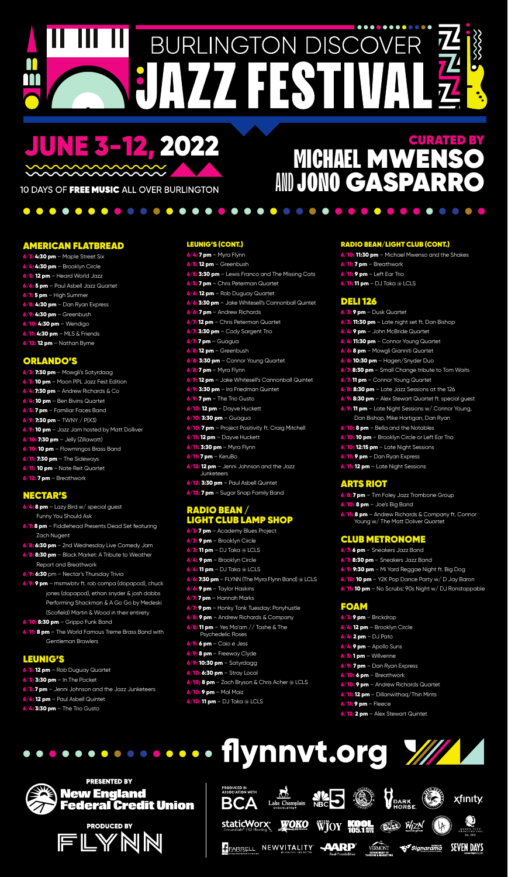# BURLINGTON DISCOVER JAZZ FESTIVAL

## JUNE 3-12, 2022

10 DAYS OF **FREE MUSIC** ALL OVER BURLINGTON

## CURATED BY MICHAEL MWENSO AND JONO GASPARRO

### AMERICAN FLATBREAD

- **6/3: 4:30 pm** – Maple Street Six
- **6/4: 4:30 pm** – Brooklyn Circle
- **6/5: 12 pm** – Heard World Jazz
- **6/6: 5 pm** – Paul Asbell Jazz Quartet
- **6/7: 5 pm** – High Summer
- **6/8: 4:30 pm** – Dan Ryan Express
- **6/9: 4:30 pm** – Greenbush
- **6/10: 4:30 pm** – Wendigo
- **6/11: 4:30 pm** – MLS & Friends
- **6/12: 12 pm** – Nathan Byrne

### ORLANDO'S

- **6/3: 7:30 pm** – Mowgli's Satyrdaag
- **6/3: 10 pm** – Moon PPL Jazz Fest Edition
- **6/4: 7:30 pm** – Andrew Richards & Co
- **6/4: 10 pm** – Ben Bivins Quartet
- **6/5: 7 pm** – Familiar Faces Band
- **6/9: 7:30 pm** – TWNY / P(X3)
- **6/9: 10 pm** – Jazz Jam hosted by Matt Dolliver
- **6/10: 7:30 pm** – Jelly (Zillawatt)
- **6/10: 10 pm** – Flowmingos Brass Band
- **6/11: 7:30 pm** – The Sideways
- **6/11: 10 pm** – Nate Reit Quartet
- **6/12: 7 pm** – Breathwork

### NECTAR'S

- **6/4: 8 pm** – Lazy Bird w/ special guest Funny You Should Ask
- **6/7: 8 pm** – Fiddlehead Presents Dead Set featuring Zach Nugent
- **6/8: 6:30 pm** – 2nd Wednesday Live Comedy Jam
- **6/8: 8:30 pm** – Black Market: A Tribute to Weather Report and Breathwork
- **6/9: 6:30 pm** – Nectar's Thursday Trivia
- **6/9: 9 pm** – msmwbtv ft. rob compa (dopapod), chuck jones (dopapod), ethan snyder & josh dobbs Performing Shackman & A Go Go by Medeski (Scofield) Martin & Wood in their entirety
- **6/10: 8:30 pm** – Grippo Funk Band
- **6/11: 8 pm** – The World Famous Treme Brass Band with Gentleman Brawlers

### LEUNIG'S

- **6/3: 12 pm** – Rob Duguay Quartet
- **6/3: 3:30 pm** – In The Pocket
- **6/3: 7 pm** – Jenni Johnson and the Jazz Junketeers
- **6/4: 12 pm** – Paul Asbell Quintet
- **6/4: 3:30 pm** – The Trio Gusto

### LEUNIG'S (CONT.)

- **6/4: 7 pm** – Myra Flynn
- **6/5: 12 pm** – Greenbush
- **6/5: 3:30 pm** – Lewis Franco and The Missing Cats
- **6/5: 7 pm** – Chris Peterman Quartet
- **6/6: 12 pm** – Rob Duguay Quartet
- **6/6: 3:30 pm** – Jake Whitesell's Cannonball Quintet
- **6/6: 7 pm** – Andrew Richards
- **6/7: 12 pm** – Chris Peterman Quartet
- **6/7: 3:30 pm** – Cody Sargent Trio
- **6/7: 7 pm** – Guagua
- **6/8: 12 pm** – Greenbush
- **6/8: 3:30 pm** – Connor Young Quartet
- **6/8: 7 pm** – Myra Flynn
- **6/9: 12 pm** – Jake Whitesell's Cannonball Quintet
- **6/9: 3:30 pm** – Ira Friedman Quintet
- **6/9: 7 pm** – The Trio Gusto
- **6/10: 12 pm** – Dayve Huckett
- **6/10: 3:30 pm** – Guagua
- **6/10: 7 pm** – Project Positivity ft. Craig Mitchell
- **6/11: 12 pm** – Dayve Huckett
- **6/11: 3:30 pm** – Myra Flynn
- **6/11: 7 pm** – KeruBo
- **6/12: 12 pm** – Jenni Johnson and the Jazz Junketeers
- **6/12: 3:30 pm** – Paul Asbell Quintet
- **6/12: 7 pm** – Sugar Snap Family Band

### RADIO BEAN / LIGHT CLUB LAMP SHOP

- **6/3: 7 pm** – Academy Blues Project
- **6/3: 9 pm** – Brooklyn Circle
- **6/3: 11 pm** – DJ Taka @ LCLS
- **6/4: 9 pm** – Brooklyn Circle
- **6/4: 11 pm** – DJ Taka @ LCLS
- **6/6: 7:30 pm** – FLYNN (The Myra Flynn Band) @ LCLS
- **6/6: 9 pm** – Taylor Haskins
- **6/7: 7 pm** – Hannah Marks
- **6/7: 9 pm** – Honky Tonk Tuesday: Ponyhustle
- **6/8: 9 pm** – Andrew Richards & Company
- **6/8: 11 pm** – Yes Ma'am // Tashe & The Psychedelic Roses
- **6/9: 6 pm** – Caio e Jess
- **6/9: 8 pm** – Freeway Clyde
- **6/9: 10:30 pm** – Satyrdagg
- **6/10: 6:30 pm** – Stray Local
- **6/10: 8 pm** – Zach Bryson & Chris Acher @ LCLS
- **6/10: 9 pm** – Mal Maiz
- **6/10: 11 pm** – DJ Taka @ LCLS

### RADIO BEAN/LIGHT CLUB (CONT.)

- **6/10: 11:30 pm** – Michael Mwenso and the Shakes
- **6/11: 7 pm** – Breathwork
- **6/11: 9 pm** – Left Ear Trio
- **6/11: 11 pm** – DJ Taka @ LCLS

### DELI 126

- **6/3: 9 pm** – Dusk Quartet
- **6/3: 11:30 pm** – Late night set ft. Dan Bishop
- **6/4: 9 pm** – John McBride Quartet
- **6/4: 11:30 pm** – Connor Young Quartet
- **6/6: 8 pm** – Mowgli Gianniti Quartet
- **6/6: 10:30 pm** – Hagen/Snyder Duo
- **6/7: 8:30 pm** – Small Change tribute to Tom Waits
- **6/7: 11 pm** – Connor Young Quartet
- **6/8: 8:30 pm** – Late Jazz Sessions at the 126
- **6/9: 8:30 pm** – Alex Stewart Quartet ft. special guest
- **6/9: 11 pm** – Late Night Sessions w/ Connor Young, Dan Bishop, Mike Hartigan, Dan Ryan
- **6/10: 8 pm** – Bella and the Notables
- **6/10: 10 pm** – Brooklyn Circle or Left Ear Trio
- **6/10: 12:15 pm** – Late Night Sessions
- **6/11: 9 pm** – Dan Ryan Express
- **6/11: 12 pm** – Late Night Sessions

### ARTS RIOT

- **6/8: 7 pm** – Tim Foley Jazz Trombone Group
- **6/10: 8 pm** – Joe's Big Band
- **6/11: 8 pm** – Andrew Richards & Company ft. Connor Young w/ The Matt Doliver Quartet

### CLUB METRONOME

- **6/7: 6 pm** – Sneakers Jazz Band
- **6/7: 8:30 pm** – Sneakers Jazz Band
- **6/9: 9:30 pm** – Mi Yard Reggae Night ft. Big Dog
- **6/10: 10 pm** – Y2K Pop Dance Party w/ D Jay Baron
- **6/11: 10 pm** – No Scrubs: 90s Night w/ DJ Ronstoppable

### FOAM

- **6/3: 9 pm** – Brickdrop
- **6/4: 12 pm** – Brooklyn Circle
- **6/4: 2 pm** – DJ Pato
- **6/4: 9 pm** – Apollo Suns
- **6/5: 1 pm** – Willverine
- **6/9: 7 pm** – Dan Ryan Express
- **6/10: 6 pm** – Breathwork
- **6/10: 9 pm** – Andrew Richards Quartet
- **6/11: 12 pm** – Dillanwithaq/Thin Mints
- **6/11: 9 pm** – Fleece
- **6/12: 2 pm** – Alex Stewart Quintet

## flynnvt.org

PRESENTED BY New England Federal Credit Union

PRODUCED BY FLYNN

PRODUCED IN ASSOCIATION WITH BCA

Lake Champlain Chocolates · NBC 5 · Dark Horse · xfinity · staticWorx · WOKO · WJOY · KOOL 105.1 · WIZN · Queen City Printers Inc. · Farrell · NewVitality · AARP · Vermont Department of Tourism & Marketing · Signarama · Seven Days